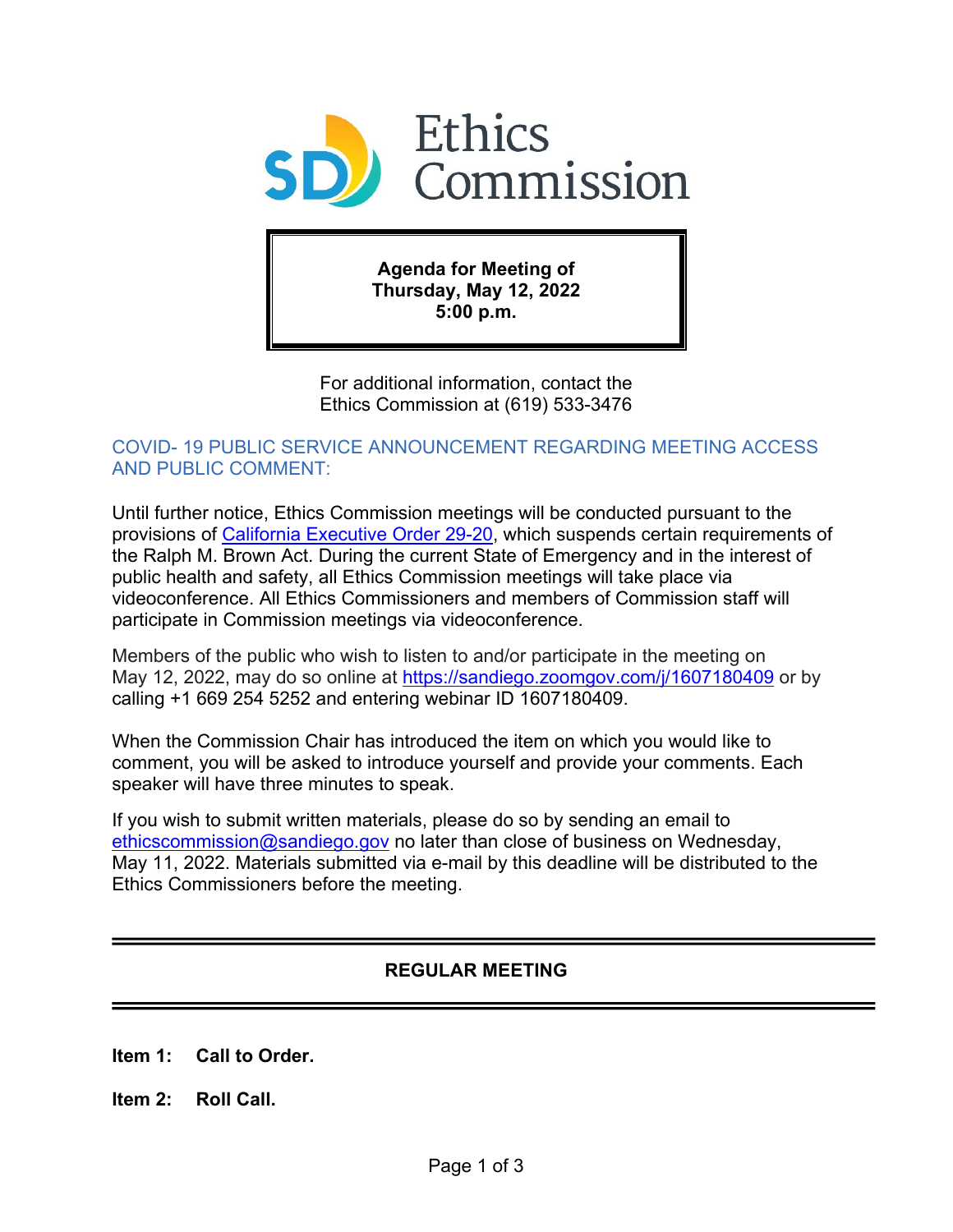# Ethics Commission

**Agenda for Meeting of**
**Thursday, May 12, 2022**
**5:00 p.m.**

For additional information, contact the Ethics Commission at (619) 533-3476

## COVID- 19 PUBLIC SERVICE ANNOUNCEMENT REGARDING MEETING ACCESS AND PUBLIC COMMENT:

Until further notice, Ethics Commission meetings will be conducted pursuant to the provisions of California Executive Order 29-20, which suspends certain requirements of the Ralph M. Brown Act. During the current State of Emergency and in the interest of public health and safety, all Ethics Commission meetings will take place via videoconference. All Ethics Commissioners and members of Commission staff will participate in Commission meetings via videoconference.

Members of the public who wish to listen to and/or participate in the meeting on May 12, 2022, may do so online at https://sandiego.zoomgov.com/j/1607180409 or by calling +1 669 254 5252 and entering webinar ID 1607180409.

When the Commission Chair has introduced the item on which you would like to comment, you will be asked to introduce yourself and provide your comments. Each speaker will have three minutes to speak.

If you wish to submit written materials, please do so by sending an email to ethicscommission@sandiego.gov no later than close of business on Wednesday, May 11, 2022. Materials submitted via e-mail by this deadline will be distributed to the Ethics Commissioners before the meeting.

---

## REGULAR MEETING

---

**Item 1: Call to Order.**

**Item 2: Roll Call.**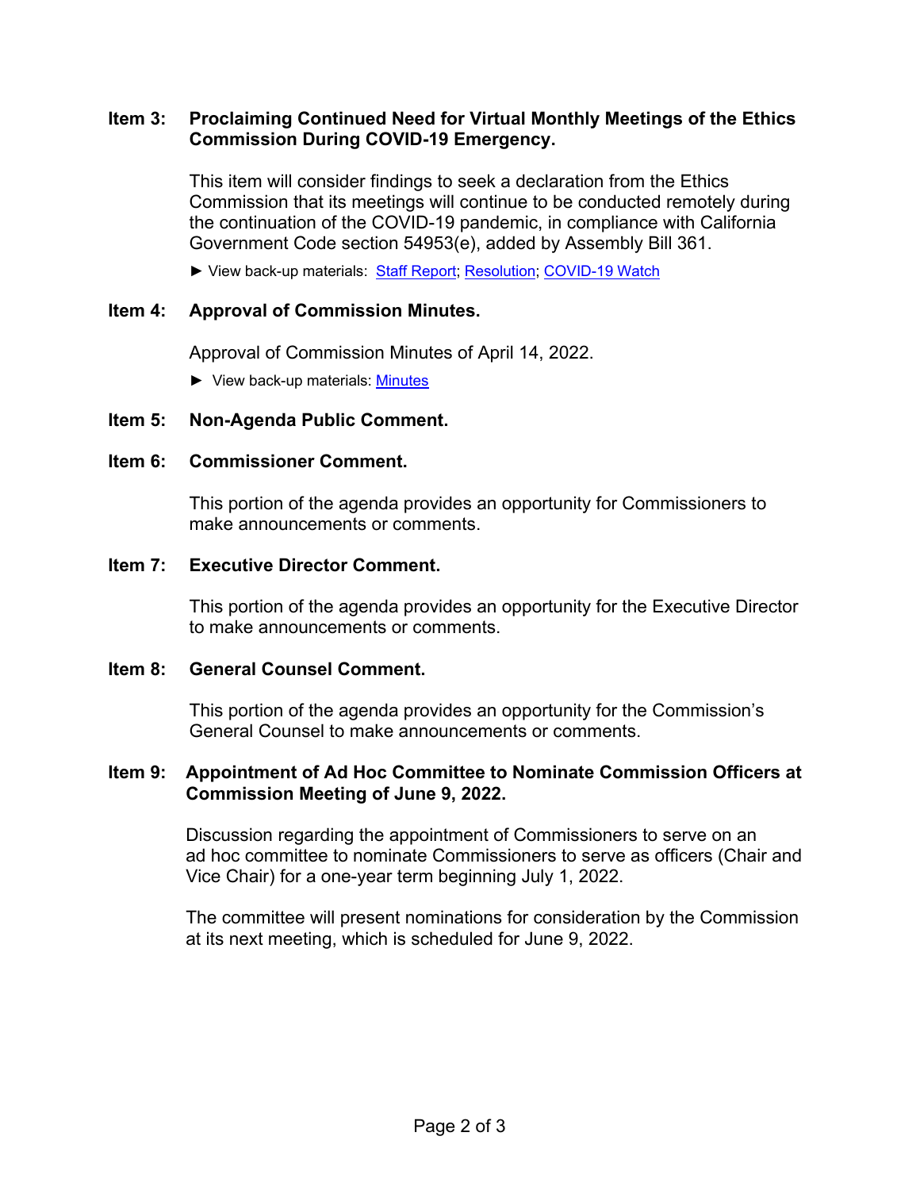**Item 3: Proclaiming Continued Need for Virtual Monthly Meetings of the Ethics Commission During COVID-19 Emergency.**

This item will consider findings to seek a declaration from the Ethics Commission that its meetings will continue to be conducted remotely during the continuation of the COVID-19 pandemic, in compliance with California Government Code section 54953(e), added by Assembly Bill 361.

► View back-up materials: Staff Report; Resolution; COVID-19 Watch

**Item 4: Approval of Commission Minutes.**

Approval of Commission Minutes of April 14, 2022.

► View back-up materials: Minutes

**Item 5: Non-Agenda Public Comment.**

**Item 6: Commissioner Comment.**

This portion of the agenda provides an opportunity for Commissioners to make announcements or comments.

**Item 7: Executive Director Comment.**

This portion of the agenda provides an opportunity for the Executive Director to make announcements or comments.

**Item 8: General Counsel Comment.**

This portion of the agenda provides an opportunity for the Commission's General Counsel to make announcements or comments.

**Item 9: Appointment of Ad Hoc Committee to Nominate Commission Officers at Commission Meeting of June 9, 2022.**

Discussion regarding the appointment of Commissioners to serve on an ad hoc committee to nominate Commissioners to serve as officers (Chair and Vice Chair) for a one-year term beginning July 1, 2022.

The committee will present nominations for consideration by the Commission at its next meeting, which is scheduled for June 9, 2022.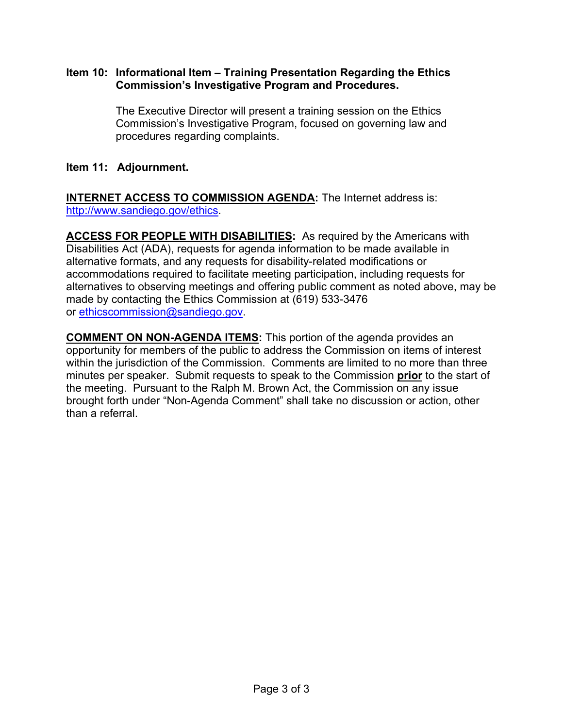**Item 10: Informational Item – Training Presentation Regarding the Ethics Commission's Investigative Program and Procedures.**

The Executive Director will present a training session on the Ethics Commission's Investigative Program, focused on governing law and procedures regarding complaints.

**Item 11: Adjournment.**

**<u>INTERNET ACCESS TO COMMISSION AGENDA</u>:** The Internet address is: http://www.sandiego.gov/ethics.

**<u>ACCESS FOR PEOPLE WITH DISABILITIES</u>:** As required by the Americans with Disabilities Act (ADA), requests for agenda information to be made available in alternative formats, and any requests for disability-related modifications or accommodations required to facilitate meeting participation, including requests for alternatives to observing meetings and offering public comment as noted above, may be made by contacting the Ethics Commission at (619) 533-3476 or ethicscommission@sandiego.gov.

**<u>COMMENT ON NON-AGENDA ITEMS</u>:** This portion of the agenda provides an opportunity for members of the public to address the Commission on items of interest within the jurisdiction of the Commission. Comments are limited to no more than three minutes per speaker. Submit requests to speak to the Commission **<u>prior</u>** to the start of the meeting. Pursuant to the Ralph M. Brown Act, the Commission on any issue brought forth under "Non-Agenda Comment" shall take no discussion or action, other than a referral.